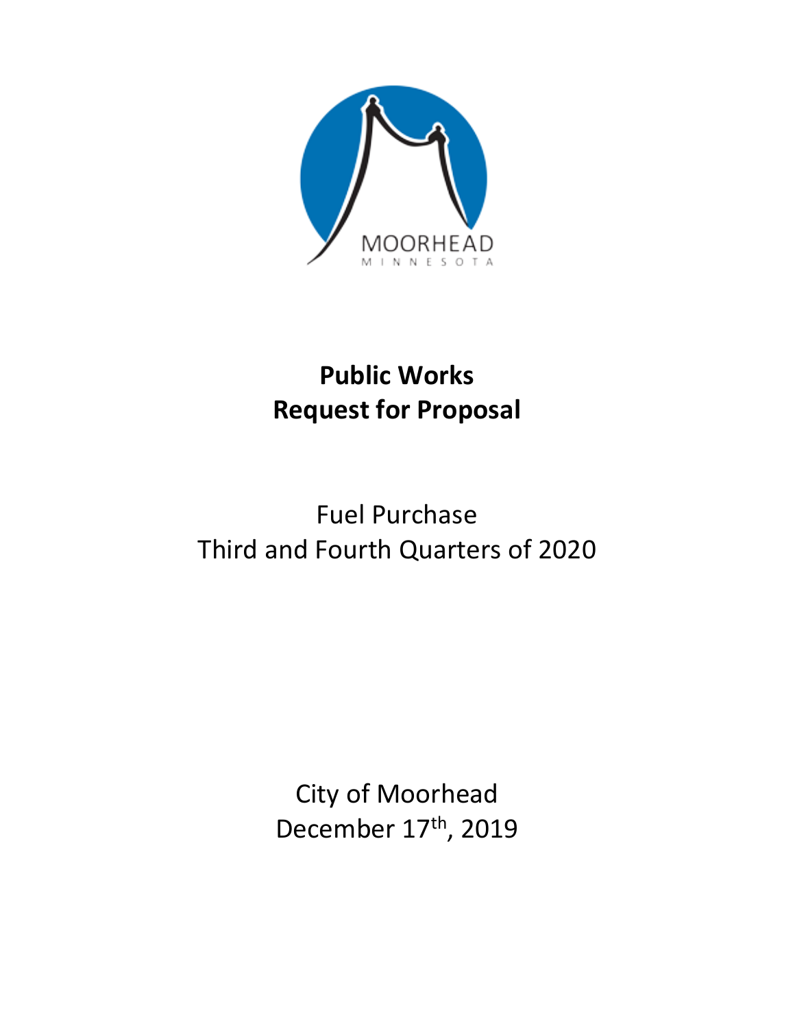MOORHEAD
MINNESOTA

# Public Works Request for Proposal

Fuel Purchase
Third and Fourth Quarters of 2020

City of Moorhead
December 17th, 2019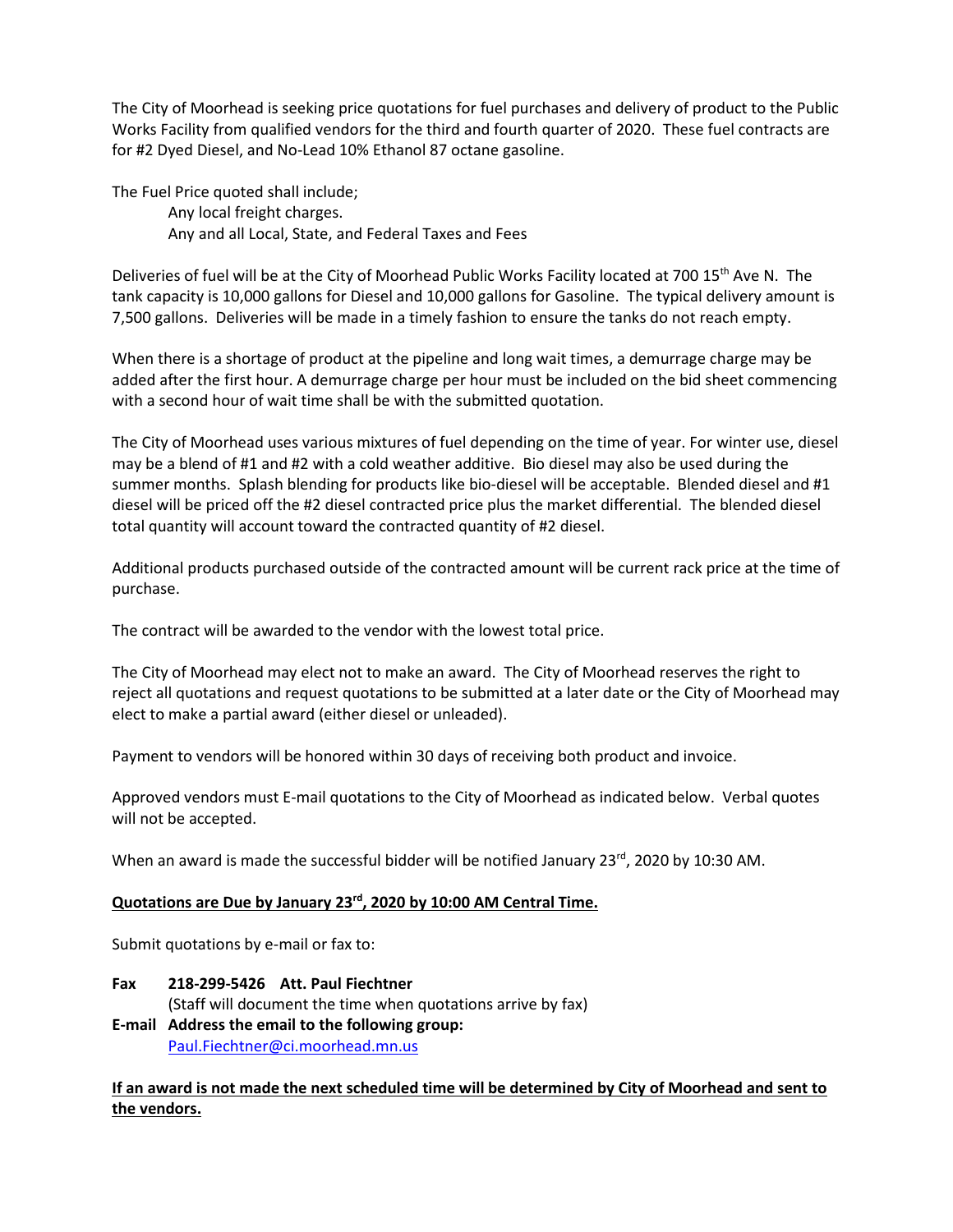The City of Moorhead is seeking price quotations for fuel purchases and delivery of product to the Public Works Facility from qualified vendors for the third and fourth quarter of 2020. These fuel contracts are for #2 Dyed Diesel, and No-Lead 10% Ethanol 87 octane gasoline.

The Fuel Price quoted shall include;

Any local freight charges.
Any and all Local, State, and Federal Taxes and Fees

Deliveries of fuel will be at the City of Moorhead Public Works Facility located at 700 15th Ave N. The tank capacity is 10,000 gallons for Diesel and 10,000 gallons for Gasoline. The typical delivery amount is 7,500 gallons. Deliveries will be made in a timely fashion to ensure the tanks do not reach empty.

When there is a shortage of product at the pipeline and long wait times, a demurrage charge may be added after the first hour. A demurrage charge per hour must be included on the bid sheet commencing with a second hour of wait time shall be with the submitted quotation.

The City of Moorhead uses various mixtures of fuel depending on the time of year. For winter use, diesel may be a blend of #1 and #2 with a cold weather additive. Bio diesel may also be used during the summer months. Splash blending for products like bio-diesel will be acceptable. Blended diesel and #1 diesel will be priced off the #2 diesel contracted price plus the market differential. The blended diesel total quantity will account toward the contracted quantity of #2 diesel.

Additional products purchased outside of the contracted amount will be current rack price at the time of purchase.

The contract will be awarded to the vendor with the lowest total price.

The City of Moorhead may elect not to make an award. The City of Moorhead reserves the right to reject all quotations and request quotations to be submitted at a later date or the City of Moorhead may elect to make a partial award (either diesel or unleaded).

Payment to vendors will be honored within 30 days of receiving both product and invoice.

Approved vendors must E-mail quotations to the City of Moorhead as indicated below. Verbal quotes will not be accepted.

When an award is made the successful bidder will be notified January 23rd, 2020 by 10:30 AM.

**Quotations are Due by January 23rd, 2020 by 10:00 AM Central Time.**

Submit quotations by e-mail or fax to:

**Fax** **218-299-5426 Att. Paul Fiechtner**
(Staff will document the time when quotations arrive by fax)

**E-mail** **Address the email to the following group:**
Paul.Fiechtner@ci.moorhead.mn.us

**If an award is not made the next scheduled time will be determined by City of Moorhead and sent to the vendors.**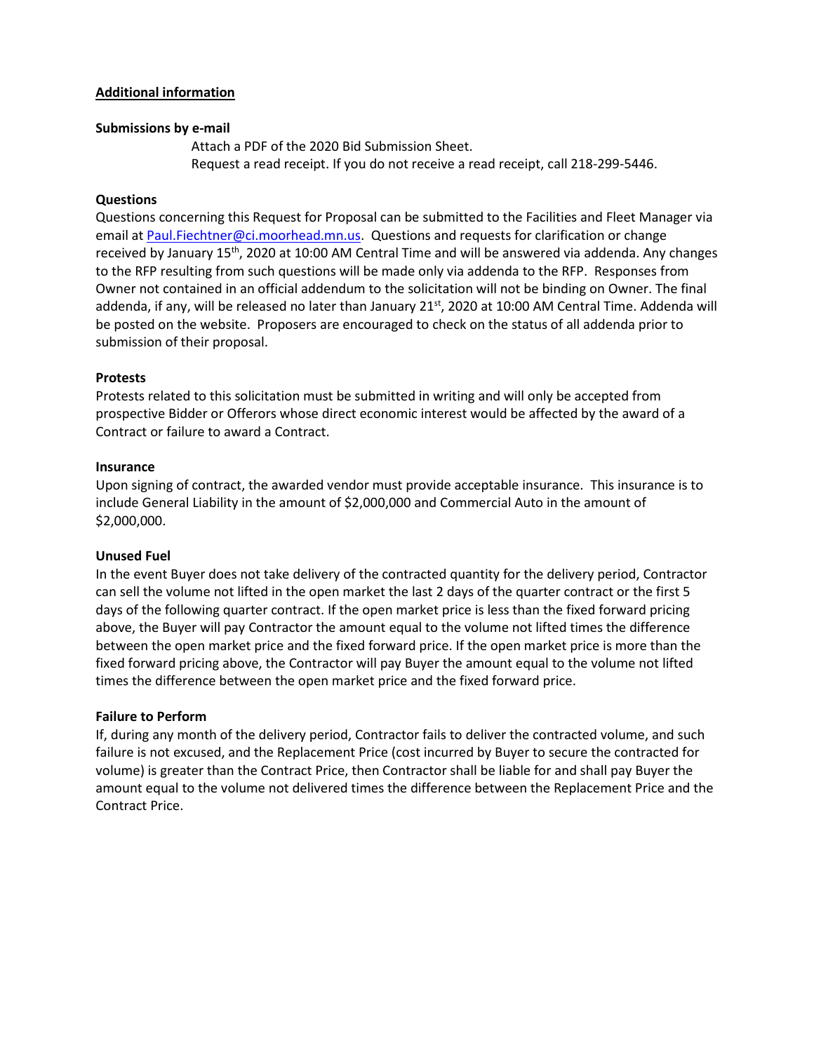## Additional information

**Submissions by e-mail**

Attach a PDF of the 2020 Bid Submission Sheet.
Request a read receipt. If you do not receive a read receipt, call 218-299-5446.

**Questions**

Questions concerning this Request for Proposal can be submitted to the Facilities and Fleet Manager via email at [Paul.Fiechtner@ci.moorhead.mn.us](mailto:Paul.Fiechtner@ci.moorhead.mn.us). Questions and requests for clarification or change received by January 15th, 2020 at 10:00 AM Central Time and will be answered via addenda. Any changes to the RFP resulting from such questions will be made only via addenda to the RFP. Responses from Owner not contained in an official addendum to the solicitation will not be binding on Owner. The final addenda, if any, will be released no later than January 21st, 2020 at 10:00 AM Central Time. Addenda will be posted on the website. Proposers are encouraged to check on the status of all addenda prior to submission of their proposal.

**Protests**

Protests related to this solicitation must be submitted in writing and will only be accepted from prospective Bidder or Offerors whose direct economic interest would be affected by the award of a Contract or failure to award a Contract.

**Insurance**

Upon signing of contract, the awarded vendor must provide acceptable insurance. This insurance is to include General Liability in the amount of $2,000,000 and Commercial Auto in the amount of $2,000,000.

**Unused Fuel**

In the event Buyer does not take delivery of the contracted quantity for the delivery period, Contractor can sell the volume not lifted in the open market the last 2 days of the quarter contract or the first 5 days of the following quarter contract. If the open market price is less than the fixed forward pricing above, the Buyer will pay Contractor the amount equal to the volume not lifted times the difference between the open market price and the fixed forward price. If the open market price is more than the fixed forward pricing above, the Contractor will pay Buyer the amount equal to the volume not lifted times the difference between the open market price and the fixed forward price.

**Failure to Perform**

If, during any month of the delivery period, Contractor fails to deliver the contracted volume, and such failure is not excused, and the Replacement Price (cost incurred by Buyer to secure the contracted for volume) is greater than the Contract Price, then Contractor shall be liable for and shall pay Buyer the amount equal to the volume not delivered times the difference between the Replacement Price and the Contract Price.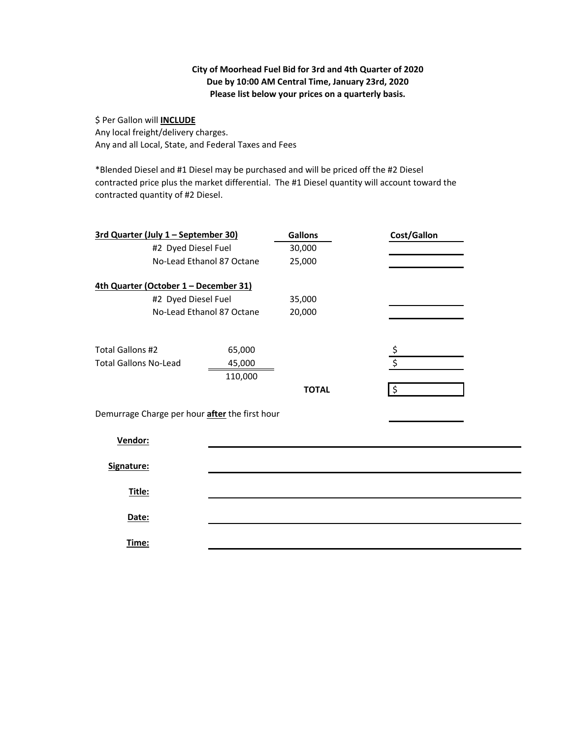**City of Moorhead Fuel Bid for 3rd and 4th Quarter of 2020**
**Due by 10:00 AM Central Time, January 23rd, 2020**
**Please list below your prices on a quarterly basis.**

$ Per Gallon will **INCLUDE**
Any local freight/delivery charges.
Any and all Local, State, and Federal Taxes and Fees

*Blended Diesel and #1 Diesel may be purchased and will be priced off the #2 Diesel contracted price plus the market differential. The #1 Diesel quantity will account toward the contracted quantity of #2 Diesel.

| | | Gallons | Cost/Gallon |
|---|---|---|---|
| **3rd Quarter (July 1 – September 30)** | | | |
| | #2 Dyed Diesel Fuel | 30,000 | |
| | No-Lead Ethanol 87 Octane | 25,000 | |
| **4th Quarter (October 1 – December 31)** | | | |
| | #2 Dyed Diesel Fuel | 35,000 | |
| | No-Lead Ethanol 87 Octane | 20,000 | |
| Total Gallons #2 | 65,000 | | $ |
| Total Gallons No-Lead | 45,000 | | $ |
| | 110,000 | **TOTAL** | $ |

Demurrage Charge per hour **after** the first hour ____________

**Vendor:** ____________________

**Signature:** ____________________

**Title:** ____________________

**Date:** ____________________

**Time:** ____________________